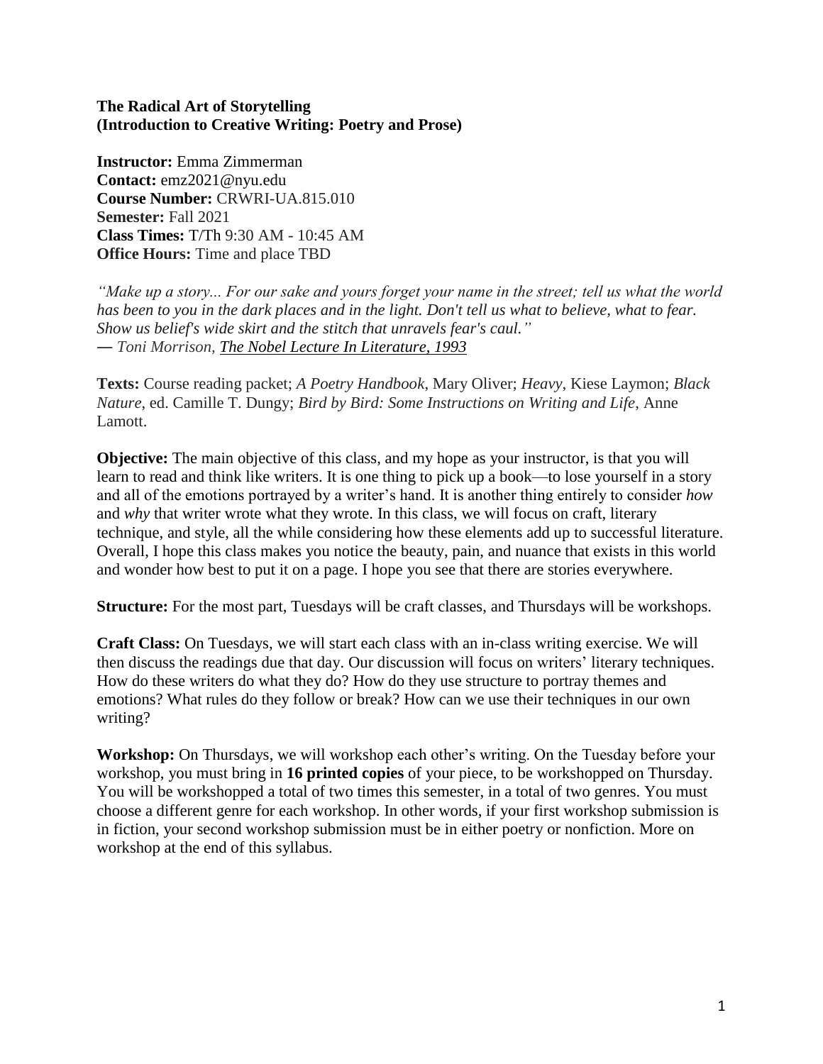**The Radical Art of Storytelling**
**(Introduction to Creative Writing: Poetry and Prose)**

**Instructor:** Emma Zimmerman
**Contact:** emz2021@nyu.edu
**Course Number:** CRWRI-UA.815.010
**Semester:** Fall 2021
**Class Times:** T/Th 9:30 AM - 10:45 AM
**Office Hours:** Time and place TBD

*"Make up a story... For our sake and yours forget your name in the street; tell us what the world has been to you in the dark places and in the light. Don't tell us what to believe, what to fear. Show us belief's wide skirt and the stitch that unravels fear's caul."*
*— Toni Morrison, The Nobel Lecture In Literature, 1993*

**Texts:** Course reading packet; *A Poetry Handbook*, Mary Oliver; *Heavy*, Kiese Laymon; *Black Nature*, ed. Camille T. Dungy; *Bird by Bird: Some Instructions on Writing and Life*, Anne Lamott.

**Objective:** The main objective of this class, and my hope as your instructor, is that you will learn to read and think like writers. It is one thing to pick up a book—to lose yourself in a story and all of the emotions portrayed by a writer's hand. It is another thing entirely to consider *how* and *why* that writer wrote what they wrote. In this class, we will focus on craft, literary technique, and style, all the while considering how these elements add up to successful literature. Overall, I hope this class makes you notice the beauty, pain, and nuance that exists in this world and wonder how best to put it on a page. I hope you see that there are stories everywhere.

**Structure:** For the most part, Tuesdays will be craft classes, and Thursdays will be workshops.

**Craft Class:** On Tuesdays, we will start each class with an in-class writing exercise. We will then discuss the readings due that day. Our discussion will focus on writers' literary techniques. How do these writers do what they do? How do they use structure to portray themes and emotions? What rules do they follow or break? How can we use their techniques in our own writing?

**Workshop:** On Thursdays, we will workshop each other's writing. On the Tuesday before your workshop, you must bring in **16 printed copies** of your piece, to be workshopped on Thursday. You will be workshopped a total of two times this semester, in a total of two genres. You must choose a different genre for each workshop. In other words, if your first workshop submission is in fiction, your second workshop submission must be in either poetry or nonfiction. More on workshop at the end of this syllabus.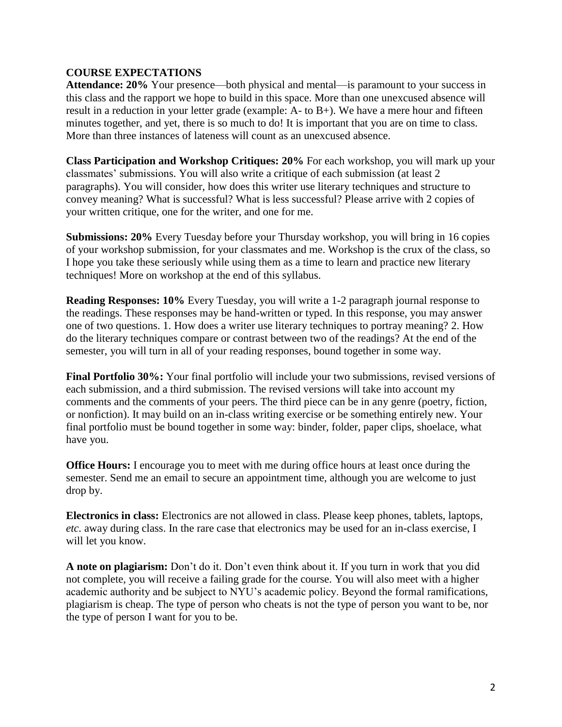## COURSE EXPECTATIONS

**Attendance: 20%** Your presence—both physical and mental—is paramount to your success in this class and the rapport we hope to build in this space. More than one unexcused absence will result in a reduction in your letter grade (example: A- to B+). We have a mere hour and fifteen minutes together, and yet, there is so much to do! It is important that you are on time to class. More than three instances of lateness will count as an unexcused absence.

**Class Participation and Workshop Critiques: 20%** For each workshop, you will mark up your classmates' submissions. You will also write a critique of each submission (at least 2 paragraphs). You will consider, how does this writer use literary techniques and structure to convey meaning? What is successful? What is less successful? Please arrive with 2 copies of your written critique, one for the writer, and one for me.

**Submissions: 20%** Every Tuesday before your Thursday workshop, you will bring in 16 copies of your workshop submission, for your classmates and me. Workshop is the crux of the class, so I hope you take these seriously while using them as a time to learn and practice new literary techniques! More on workshop at the end of this syllabus.

**Reading Responses: 10%** Every Tuesday, you will write a 1-2 paragraph journal response to the readings. These responses may be hand-written or typed. In this response, you may answer one of two questions. 1. How does a writer use literary techniques to portray meaning? 2. How do the literary techniques compare or contrast between two of the readings? At the end of the semester, you will turn in all of your reading responses, bound together in some way.

**Final Portfolio 30%:** Your final portfolio will include your two submissions, revised versions of each submission, and a third submission. The revised versions will take into account my comments and the comments of your peers. The third piece can be in any genre (poetry, fiction, or nonfiction). It may build on an in-class writing exercise or be something entirely new. Your final portfolio must be bound together in some way: binder, folder, paper clips, shoelace, what have you.

**Office Hours:** I encourage you to meet with me during office hours at least once during the semester. Send me an email to secure an appointment time, although you are welcome to just drop by.

**Electronics in class:** Electronics are not allowed in class. Please keep phones, tablets, laptops, *etc.* away during class. In the rare case that electronics may be used for an in-class exercise, I will let you know.

**A note on plagiarism:** Don't do it. Don't even think about it. If you turn in work that you did not complete, you will receive a failing grade for the course. You will also meet with a higher academic authority and be subject to NYU's academic policy. Beyond the formal ramifications, plagiarism is cheap. The type of person who cheats is not the type of person you want to be, nor the type of person I want for you to be.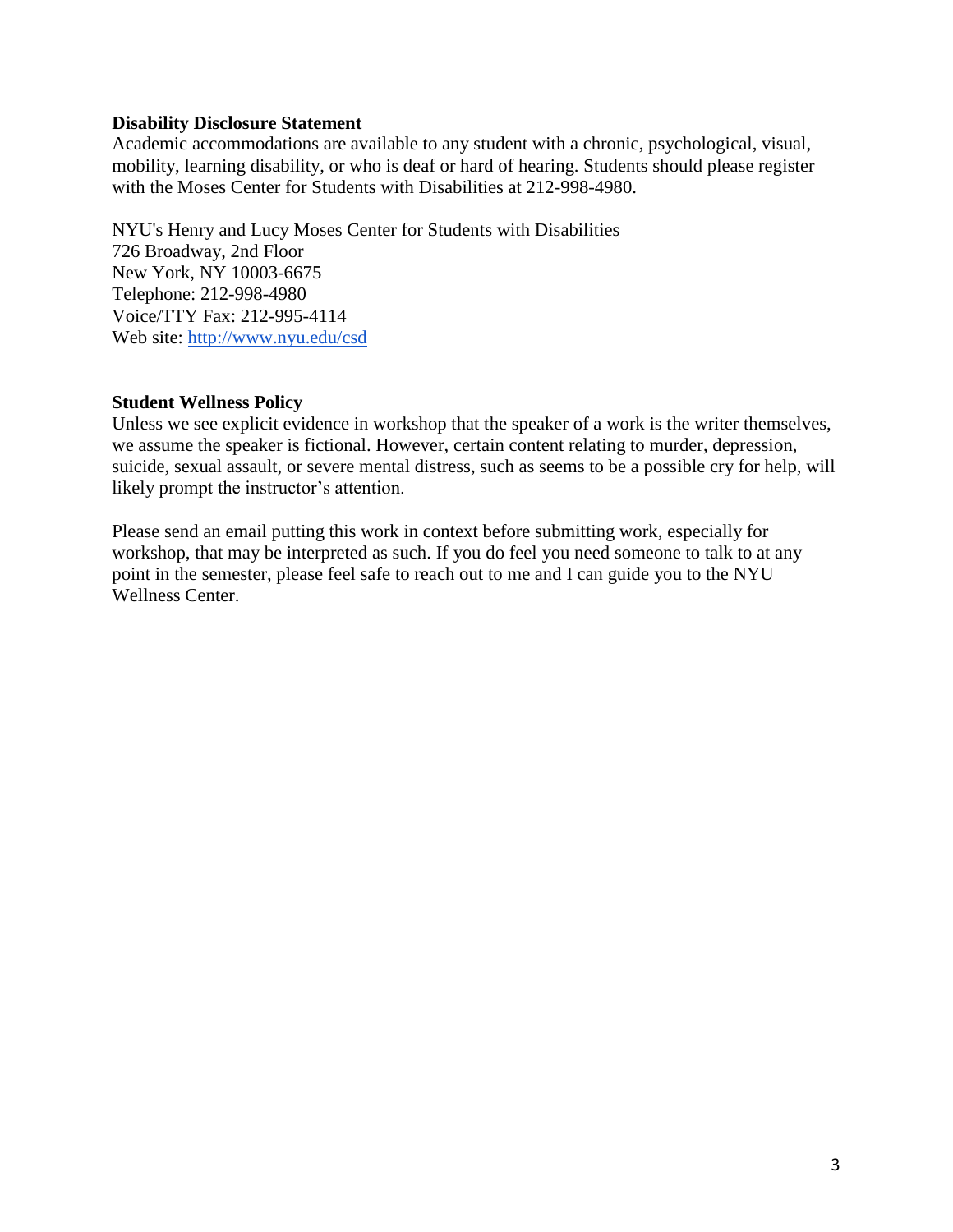**Disability Disclosure Statement**
Academic accommodations are available to any student with a chronic, psychological, visual, mobility, learning disability, or who is deaf or hard of hearing. Students should please register with the Moses Center for Students with Disabilities at 212-998-4980.

NYU's Henry and Lucy Moses Center for Students with Disabilities
726 Broadway, 2nd Floor
New York, NY 10003-6675
Telephone: 212-998-4980
Voice/TTY Fax: 212-995-4114
Web site: http://www.nyu.edu/csd

**Student Wellness Policy**
Unless we see explicit evidence in workshop that the speaker of a work is the writer themselves, we assume the speaker is fictional. However, certain content relating to murder, depression, suicide, sexual assault, or severe mental distress, such as seems to be a possible cry for help, will likely prompt the instructor's attention.

Please send an email putting this work in context before submitting work, especially for workshop, that may be interpreted as such. If you do feel you need someone to talk to at any point in the semester, please feel safe to reach out to me and I can guide you to the NYU Wellness Center.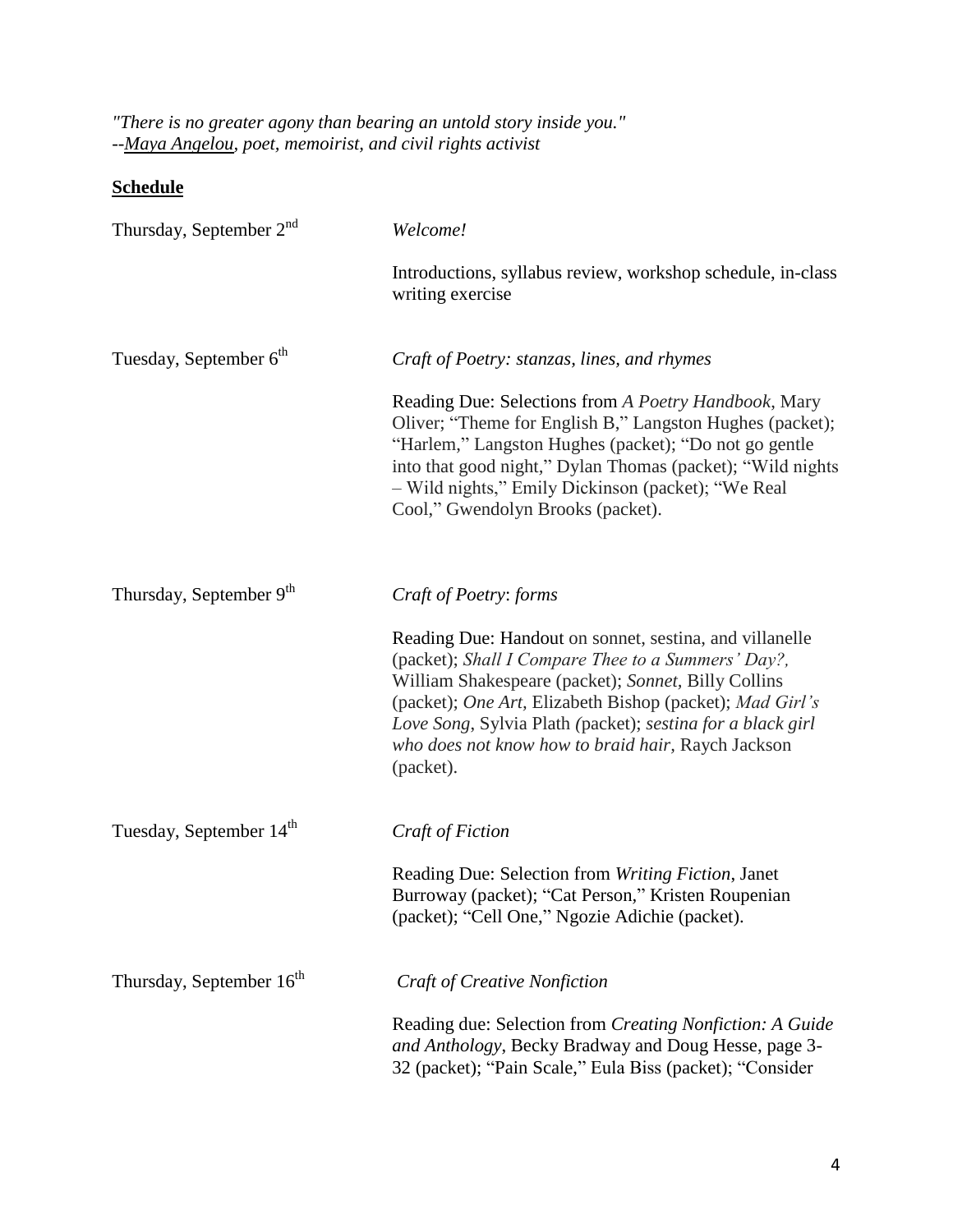*"There is no greater agony than bearing an untold story inside you."*
*--Maya Angelou, poet, memoirist, and civil rights activist*

**Schedule**

Thursday, September 2nd — *Welcome!*

Introductions, syllabus review, workshop schedule, in-class writing exercise

Tuesday, September 6th — *Craft of Poetry: stanzas, lines, and rhymes*

Reading Due: Selections from *A Poetry Handbook*, Mary Oliver; "Theme for English B," Langston Hughes (packet); "Harlem," Langston Hughes (packet); "Do not go gentle into that good night," Dylan Thomas (packet); "Wild nights – Wild nights," Emily Dickinson (packet); "We Real Cool," Gwendolyn Brooks (packet).

Thursday, September 9th — *Craft of Poetry*: *forms*

Reading Due: Handout on sonnet, sestina, and villanelle (packet); *Shall I Compare Thee to a Summers' Day?,* William Shakespeare (packet); *Sonnet*, Billy Collins (packet); *One Art,* Elizabeth Bishop (packet); *Mad Girl's Love Song*, Sylvia Plath *(*packet); *sestina for a black girl who does not know how to braid hair,* Raych Jackson (packet).

Tuesday, September 14th — *Craft of Fiction*

Reading Due: Selection from *Writing Fiction*, Janet Burroway (packet); "Cat Person," Kristen Roupenian (packet); "Cell One," Ngozie Adichie (packet).

Thursday, September 16th — *Craft of Creative Nonfiction*

Reading due: Selection from *Creating Nonfiction: A Guide and Anthology*, Becky Bradway and Doug Hesse, page 3-32 (packet); "Pain Scale," Eula Biss (packet); "Consider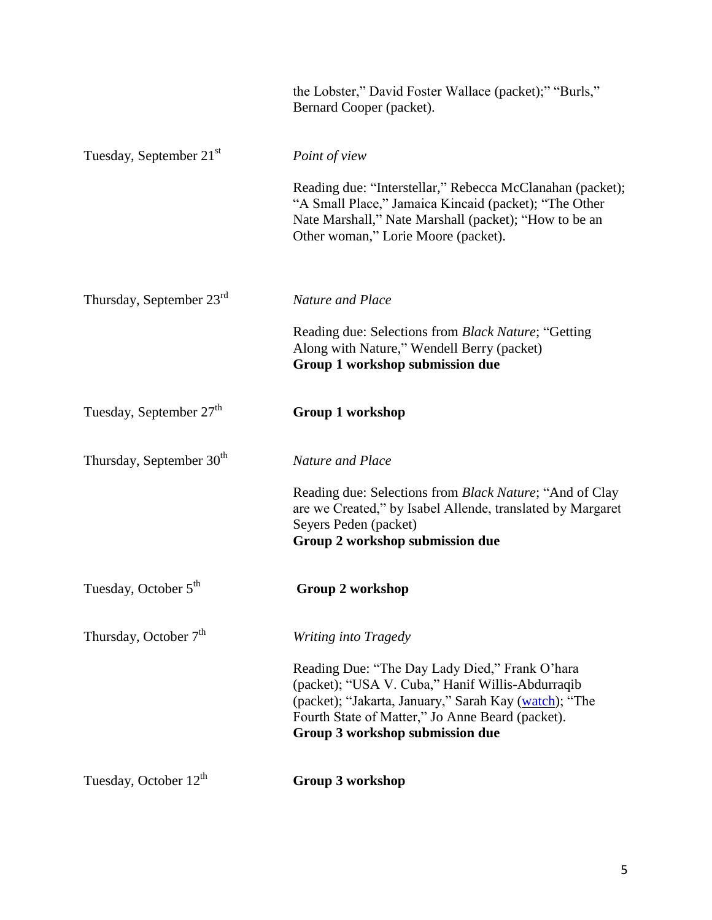| | |
|---|---|
| | the Lobster," David Foster Wallace (packet);" "Burls," Bernard Cooper (packet). |
| Tuesday, September 21st | *Point of view*<br><br>Reading due: "Interstellar," Rebecca McClanahan (packet); "A Small Place," Jamaica Kincaid (packet); "The Other Nate Marshall," Nate Marshall (packet); "How to be an Other woman," Lorie Moore (packet). |
| Thursday, September 23rd | *Nature and Place*<br><br>Reading due: Selections from *Black Nature*; "Getting Along with Nature," Wendell Berry (packet)<br>**Group 1 workshop submission due** |
| Tuesday, September 27th | **Group 1 workshop** |
| Thursday, September 30th | *Nature and Place*<br><br>Reading due: Selections from *Black Nature*; "And of Clay are we Created," by Isabel Allende, translated by Margaret Seyers Peden (packet)<br>**Group 2 workshop submission due** |
| Tuesday, October 5th | **Group 2 workshop** |
| Thursday, October 7th | *Writing into Tragedy*<br><br>Reading Due: "The Day Lady Died," Frank O'hara (packet); "USA V. Cuba," Hanif Willis-Abdurraqib (packet); "Jakarta, January," Sarah Kay (watch); "The Fourth State of Matter," Jo Anne Beard (packet).<br>**Group 3 workshop submission due** |
| Tuesday, October 12th | **Group 3 workshop** |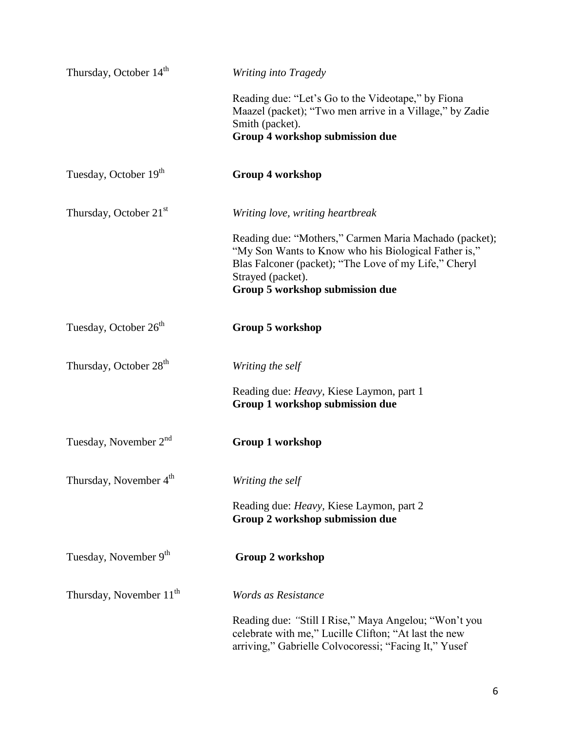| | |
|---|---|
| Thursday, October 14th | *Writing into Tragedy*<br><br>Reading due: "Let's Go to the Videotape," by Fiona Maazel (packet); "Two men arrive in a Village," by Zadie Smith (packet).<br>**Group 4 workshop submission due** |
| Tuesday, October 19th | **Group 4 workshop** |
| Thursday, October 21st | *Writing love, writing heartbreak*<br><br>Reading due: "Mothers," Carmen Maria Machado (packet); "My Son Wants to Know who his Biological Father is," Blas Falconer (packet); "The Love of my Life," Cheryl Strayed (packet).<br>**Group 5 workshop submission due** |
| Tuesday, October 26th | **Group 5 workshop** |
| Thursday, October 28th | *Writing the self*<br><br>Reading due: *Heavy*, Kiese Laymon, part 1<br>**Group 1 workshop submission due** |
| Tuesday, November 2nd | **Group 1 workshop** |
| Thursday, November 4th | *Writing the self*<br><br>Reading due: *Heavy,* Kiese Laymon, part 2<br>**Group 2 workshop submission due** |
| Tuesday, November 9th | **Group 2 workshop** |
| Thursday, November 11th | *Words as Resistance*<br><br>Reading due: "Still I Rise," Maya Angelou; "Won't you celebrate with me," Lucille Clifton; "At last the new arriving," Gabrielle Colvocoressi; "Facing It," Yusef |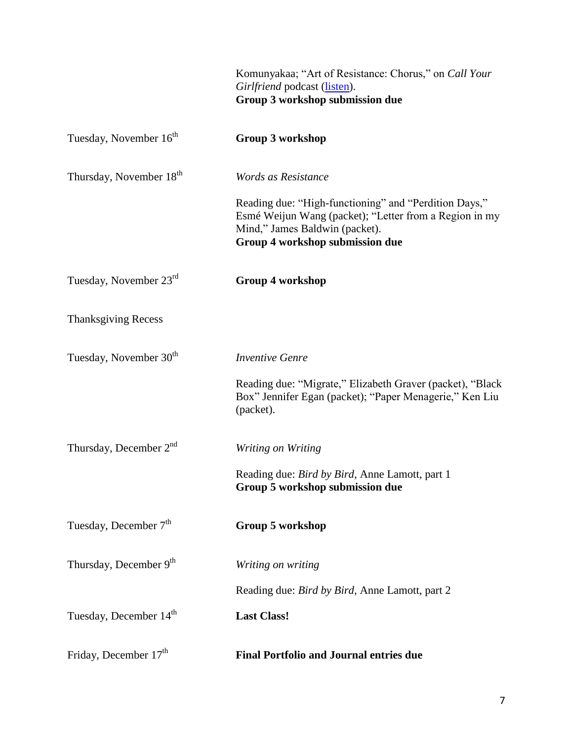| | |
|---|---|
| | Komunyakaa; "Art of Resistance: Chorus," on *Call Your Girlfriend* podcast (listen).<br>**Group 3 workshop submission due** |
| Tuesday, November 16th | **Group 3 workshop** |
| Thursday, November 18th | *Words as Resistance*<br><br>Reading due: "High-functioning" and "Perdition Days," Esmé Weijun Wang (packet); "Letter from a Region in my Mind," James Baldwin (packet).<br>**Group 4 workshop submission due** |
| Tuesday, November 23rd | **Group 4 workshop** |
| Thanksgiving Recess | |
| Tuesday, November 30th | *Inventive Genre*<br><br>Reading due: "Migrate," Elizabeth Graver (packet), "Black Box" Jennifer Egan (packet); "Paper Menagerie," Ken Liu (packet). |
| Thursday, December 2nd | *Writing on Writing*<br><br>Reading due: *Bird by Bird*, Anne Lamott, part 1<br>**Group 5 workshop submission due** |
| Tuesday, December 7th | **Group 5 workshop** |
| Thursday, December 9th | *Writing on writing*<br><br>Reading due: *Bird by Bird*, Anne Lamott, part 2 |
| Tuesday, December 14th | **Last Class!** |
| Friday, December 17th | **Final Portfolio and Journal entries due** |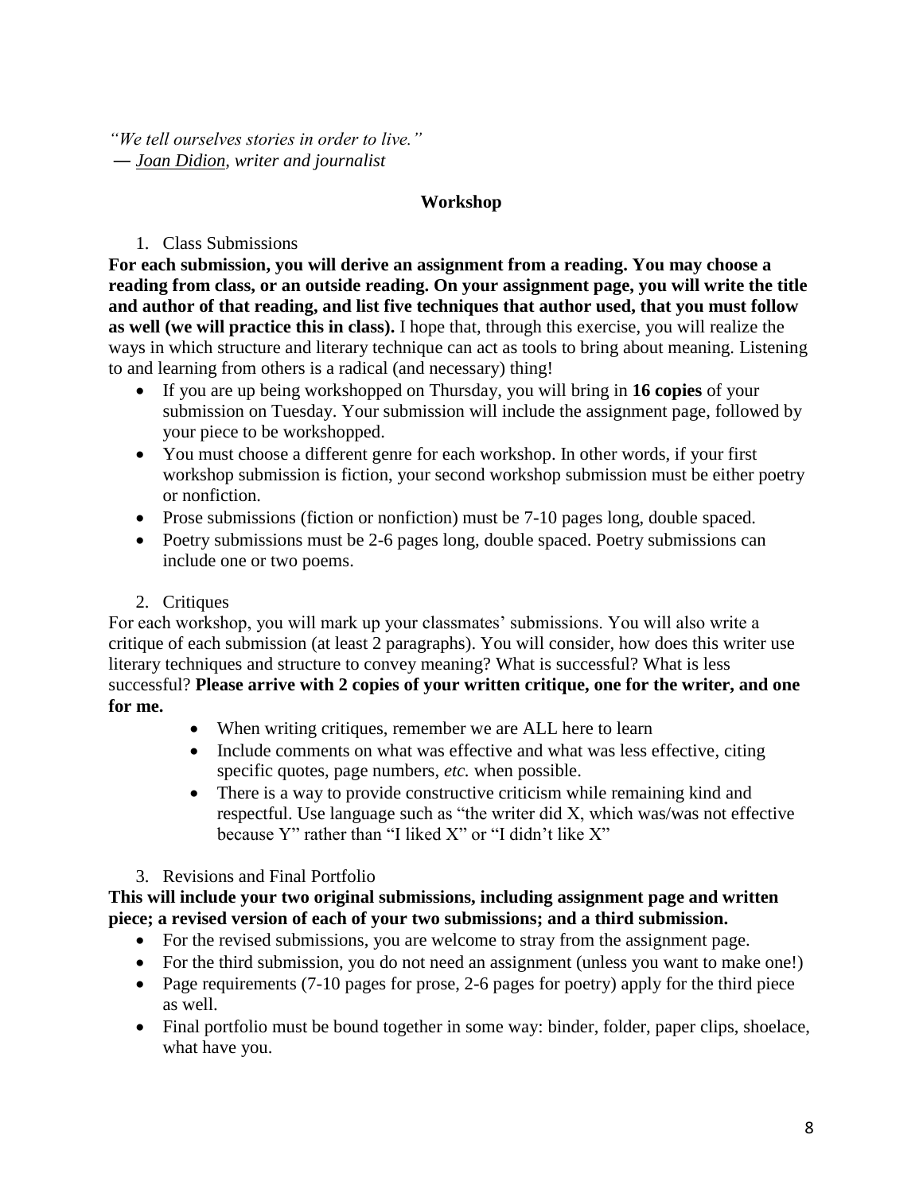*"We tell ourselves stories in order to live."*
*— Joan Didion, writer and journalist*

## Workshop

1. Class Submissions

**For each submission, you will derive an assignment from a reading. You may choose a reading from class, or an outside reading. On your assignment page, you will write the title and author of that reading, and list five techniques that author used, that you must follow as well (we will practice this in class).** I hope that, through this exercise, you will realize the ways in which structure and literary technique can act as tools to bring about meaning. Listening to and learning from others is a radical (and necessary) thing!

- If you are up being workshopped on Thursday, you will bring in **16 copies** of your submission on Tuesday. Your submission will include the assignment page, followed by your piece to be workshopped.
- You must choose a different genre for each workshop. In other words, if your first workshop submission is fiction, your second workshop submission must be either poetry or nonfiction.
- Prose submissions (fiction or nonfiction) must be 7-10 pages long, double spaced.
- Poetry submissions must be 2-6 pages long, double spaced. Poetry submissions can include one or two poems.

2. Critiques

For each workshop, you will mark up your classmates' submissions. You will also write a critique of each submission (at least 2 paragraphs). You will consider, how does this writer use literary techniques and structure to convey meaning? What is successful? What is less successful? **Please arrive with 2 copies of your written critique, one for the writer, and one for me.**

- When writing critiques, remember we are ALL here to learn
- Include comments on what was effective and what was less effective, citing specific quotes, page numbers, *etc.* when possible.
- There is a way to provide constructive criticism while remaining kind and respectful. Use language such as "the writer did X, which was/was not effective because Y" rather than "I liked X" or "I didn't like X"

3. Revisions and Final Portfolio

**This will include your two original submissions, including assignment page and written piece; a revised version of each of your two submissions; and a third submission.**

- For the revised submissions, you are welcome to stray from the assignment page.
- For the third submission, you do not need an assignment (unless you want to make one!)
- Page requirements (7-10 pages for prose, 2-6 pages for poetry) apply for the third piece as well.
- Final portfolio must be bound together in some way: binder, folder, paper clips, shoelace, what have you.